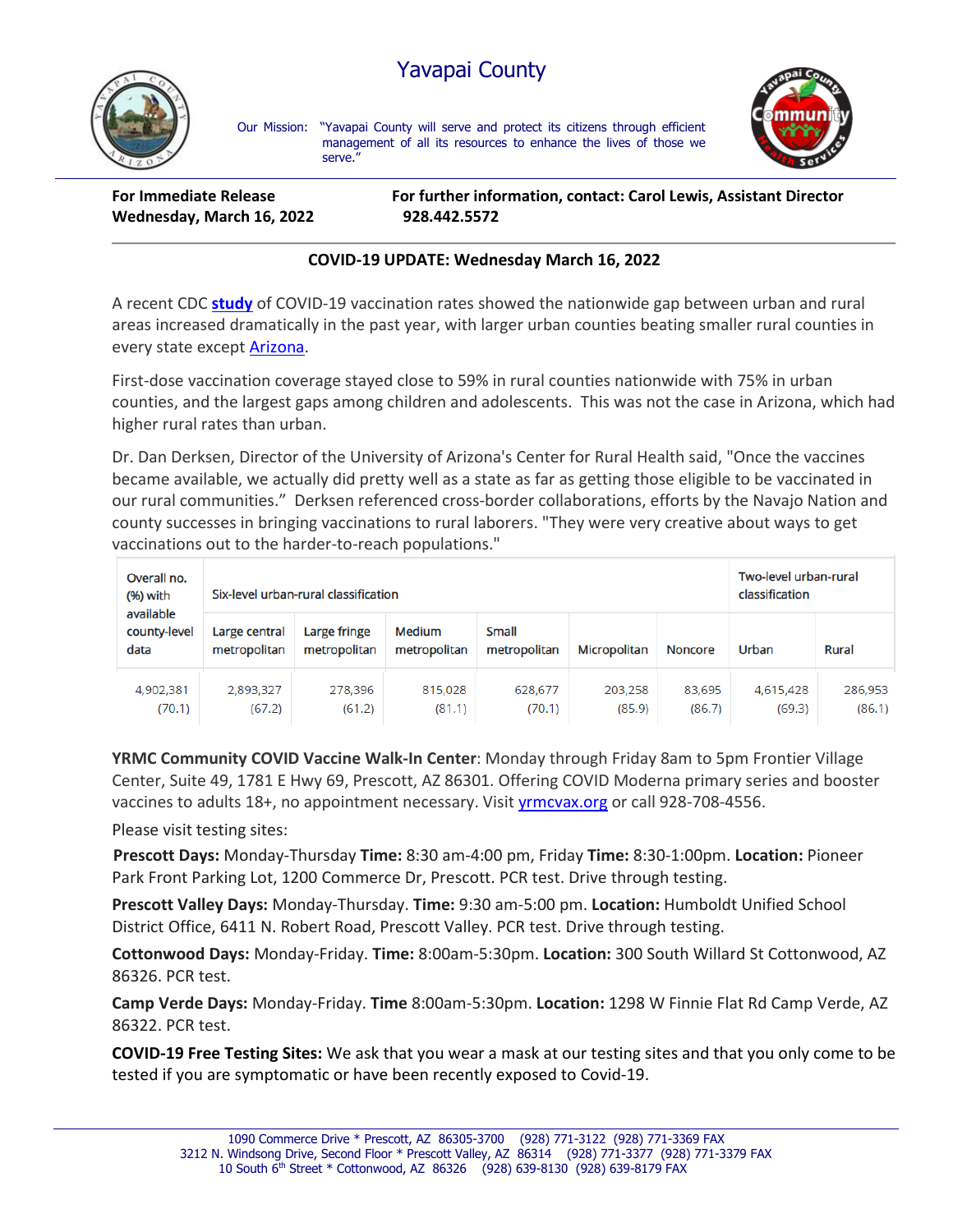# Yavapai County

Our Mission: "Yavapai County will serve and protect its citizens through efficient management of all its resources to enhance the lives of those we serve."

**For Immediate Release**
**Wednesday, March 16, 2022**

**For further information, contact: Carol Lewis, Assistant Director**
**928.442.5572**

## COVID-19 UPDATE: Wednesday March 16, 2022

A recent CDC **study** of COVID-19 vaccination rates showed the nationwide gap between urban and rural areas increased dramatically in the past year, with larger urban counties beating smaller rural counties in every state except Arizona.

First-dose vaccination coverage stayed close to 59% in rural counties nationwide with 75% in urban counties, and the largest gaps among children and adolescents. This was not the case in Arizona, which had higher rural rates than urban.

Dr. Dan Derksen, Director of the University of Arizona's Center for Rural Health said, "Once the vaccines became available, we actually did pretty well as a state as far as getting those eligible to be vaccinated in our rural communities." Derksen referenced cross-border collaborations, efforts by the Navajo Nation and county successes in bringing vaccinations to rural laborers. "They were very creative about ways to get vaccinations out to the harder-to-reach populations."

| Overall no. (%) with available county-level data | Six-level urban-rural classification | | | | | | Two-level urban-rural classification | |
|---|---|---|---|---|---|---|---|---|
| | Large central metropolitan | Large fringe metropolitan | Medium metropolitan | Small metropolitan | Micropolitan | Noncore | Urban | Rural |
| 4,902,381 (70.1) | 2,893,327 (67.2) | 278,396 (61.2) | 815,028 (81.1) | 628,677 (70.1) | 203,258 (85.9) | 83,695 (86.7) | 4,615,428 (69.3) | 286,953 (86.1) |

**YRMC Community COVID Vaccine Walk-In Center**: Monday through Friday 8am to 5pm Frontier Village Center, Suite 49, 1781 E Hwy 69, Prescott, AZ 86301. Offering COVID Moderna primary series and booster vaccines to adults 18+, no appointment necessary. Visit yrmcvax.org or call 928-708-4556.

Please visit testing sites:

**Prescott Days:** Monday-Thursday **Time:** 8:30 am-4:00 pm, Friday **Time:** 8:30-1:00pm. **Location:** Pioneer Park Front Parking Lot, 1200 Commerce Dr, Prescott. PCR test. Drive through testing.

**Prescott Valley Days:** Monday-Thursday. **Time:** 9:30 am-5:00 pm. **Location:** Humboldt Unified School District Office, 6411 N. Robert Road, Prescott Valley. PCR test. Drive through testing.

**Cottonwood Days:** Monday-Friday. **Time:** 8:00am-5:30pm. **Location:** 300 South Willard St Cottonwood, AZ 86326. PCR test.

**Camp Verde Days:** Monday-Friday. **Time** 8:00am-5:30pm. **Location:** 1298 W Finnie Flat Rd Camp Verde, AZ 86322. PCR test.

**COVID-19 Free Testing Sites:** We ask that you wear a mask at our testing sites and that you only come to be tested if you are symptomatic or have been recently exposed to Covid-19.

1090 Commerce Drive * Prescott, AZ 86305-3700 (928) 771-3122 (928) 771-3369 FAX
3212 N. Windsong Drive, Second Floor * Prescott Valley, AZ 86314 (928) 771-3377 (928) 771-3379 FAX
10 South 6th Street * Cottonwood, AZ 86326 (928) 639-8130 (928) 639-8179 FAX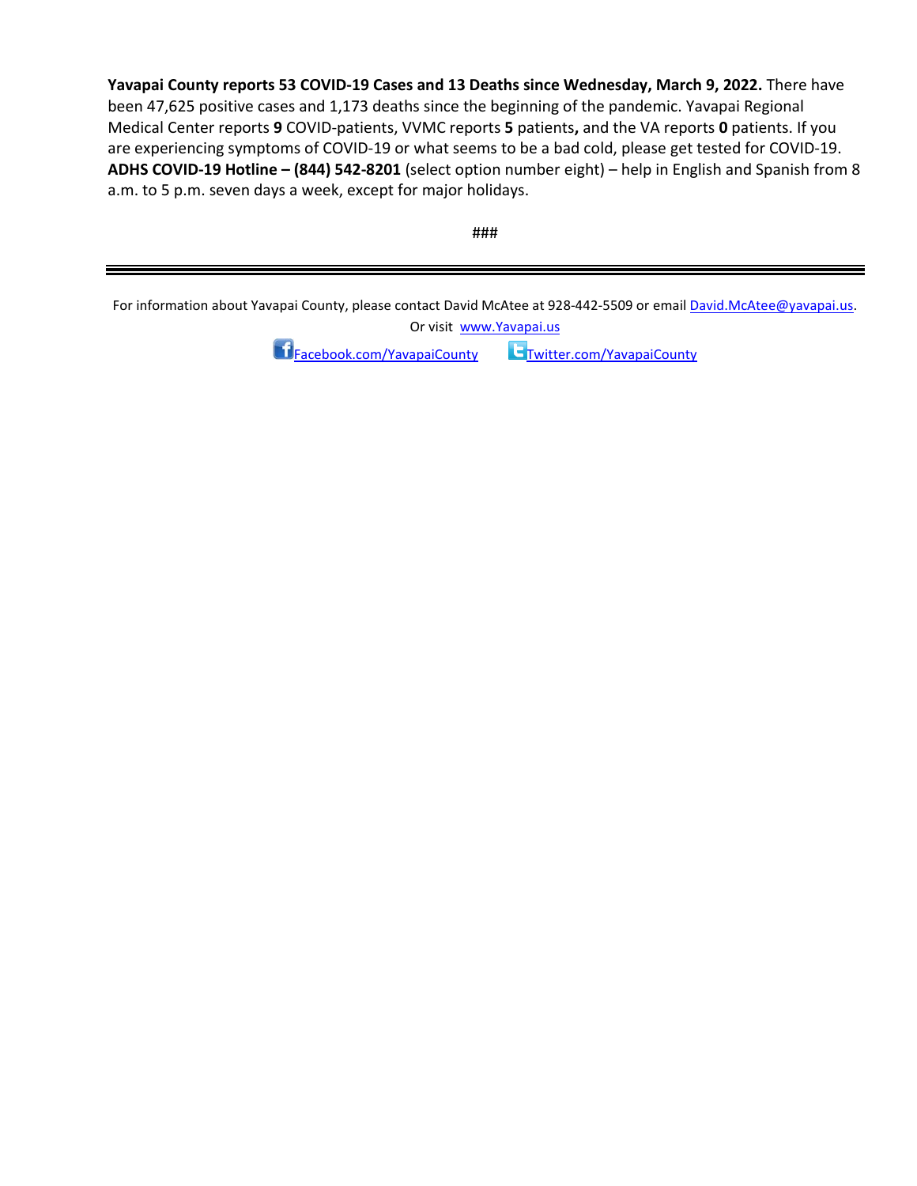**Yavapai County reports 53 COVID-19 Cases and 13 Deaths since Wednesday, March 9, 2022.** There have been 47,625 positive cases and 1,173 deaths since the beginning of the pandemic. Yavapai Regional Medical Center reports **9** COVID-patients, VVMC reports **5** patients**,** and the VA reports **0** patients. If you are experiencing symptoms of COVID-19 or what seems to be a bad cold, please get tested for COVID-19. **ADHS COVID-19 Hotline – (844) 542-8201** (select option number eight) – help in English and Spanish from 8 a.m. to 5 p.m. seven days a week, except for major holidays.

###

---

For information about Yavapai County, please contact David McAtee at 928-442-5509 or email David.McAtee@yavapai.us.

Or visit www.Yavapai.us

Facebook.com/YavapaiCounty Twitter.com/YavapaiCounty